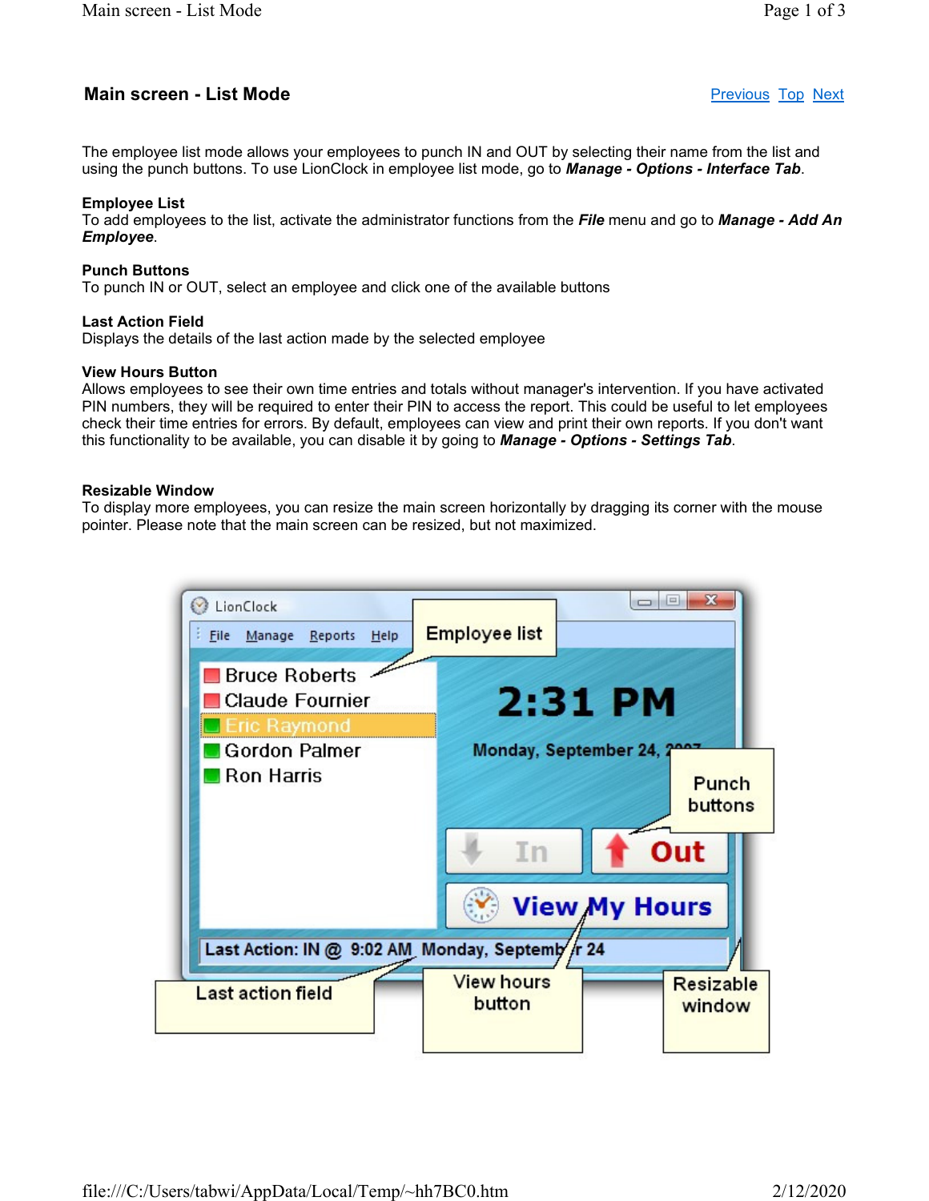## Main screen - List Mode

Previous Top Next

The employee list mode allows your employees to punch IN and OUT by selecting their name from the list and using the punch buttons. To use LionClock in employee list mode, go to ***Manage - Options - Interface Tab***.

**Employee List**
To add employees to the list, activate the administrator functions from the ***File*** menu and go to ***Manage - Add An Employee***.

**Punch Buttons**
To punch IN or OUT, select an employee and click one of the available buttons

**Last Action Field**
Displays the details of the last action made by the selected employee

**View Hours Button**
Allows employees to see their own time entries and totals without manager's intervention. If you have activated PIN numbers, they will be required to enter their PIN to access the report. This could be useful to let employees check their time entries for errors. By default, employees can view and print their own reports. If you don't want this functionality to be available, you can disable it by going to ***Manage - Options - Settings Tab***.

**Resizable Window**
To display more employees, you can resize the main screen horizontally by dragging its corner with the mouse pointer. Please note that the main screen can be resized, but not maximized.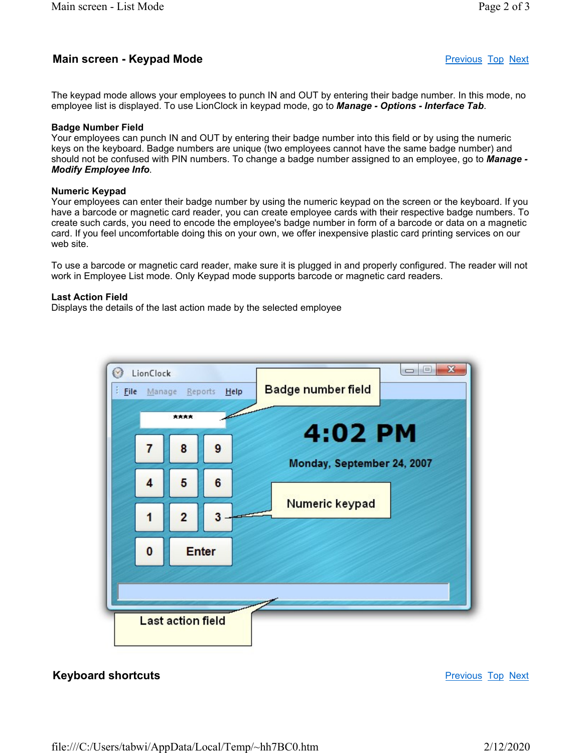## Main screen - Keypad Mode

Previous Top Next

The keypad mode allows your employees to punch IN and OUT by entering their badge number. In this mode, no employee list is displayed. To use LionClock in keypad mode, go to ***Manage - Options - Interface Tab***.

**Badge Number Field**
Your employees can punch IN and OUT by entering their badge number into this field or by using the numeric keys on the keyboard. Badge numbers are unique (two employees cannot have the same badge number) and should not be confused with PIN numbers. To change a badge number assigned to an employee, go to ***Manage - Modify Employee Info***.

**Numeric Keypad**
Your employees can enter their badge number by using the numeric keypad on the screen or the keyboard. If you have a barcode or magnetic card reader, you can create employee cards with their respective badge numbers. To create such cards, you need to encode the employee's badge number in form of a barcode or data on a magnetic card. If you feel uncomfortable doing this on your own, we offer inexpensive plastic card printing services on our web site.

To use a barcode or magnetic card reader, make sure it is plugged in and properly configured. The reader will not work in Employee List mode. Only Keypad mode supports barcode or magnetic card readers.

**Last Action Field**
Displays the details of the last action made by the selected employee

## Keyboard shortcuts

Previous Top Next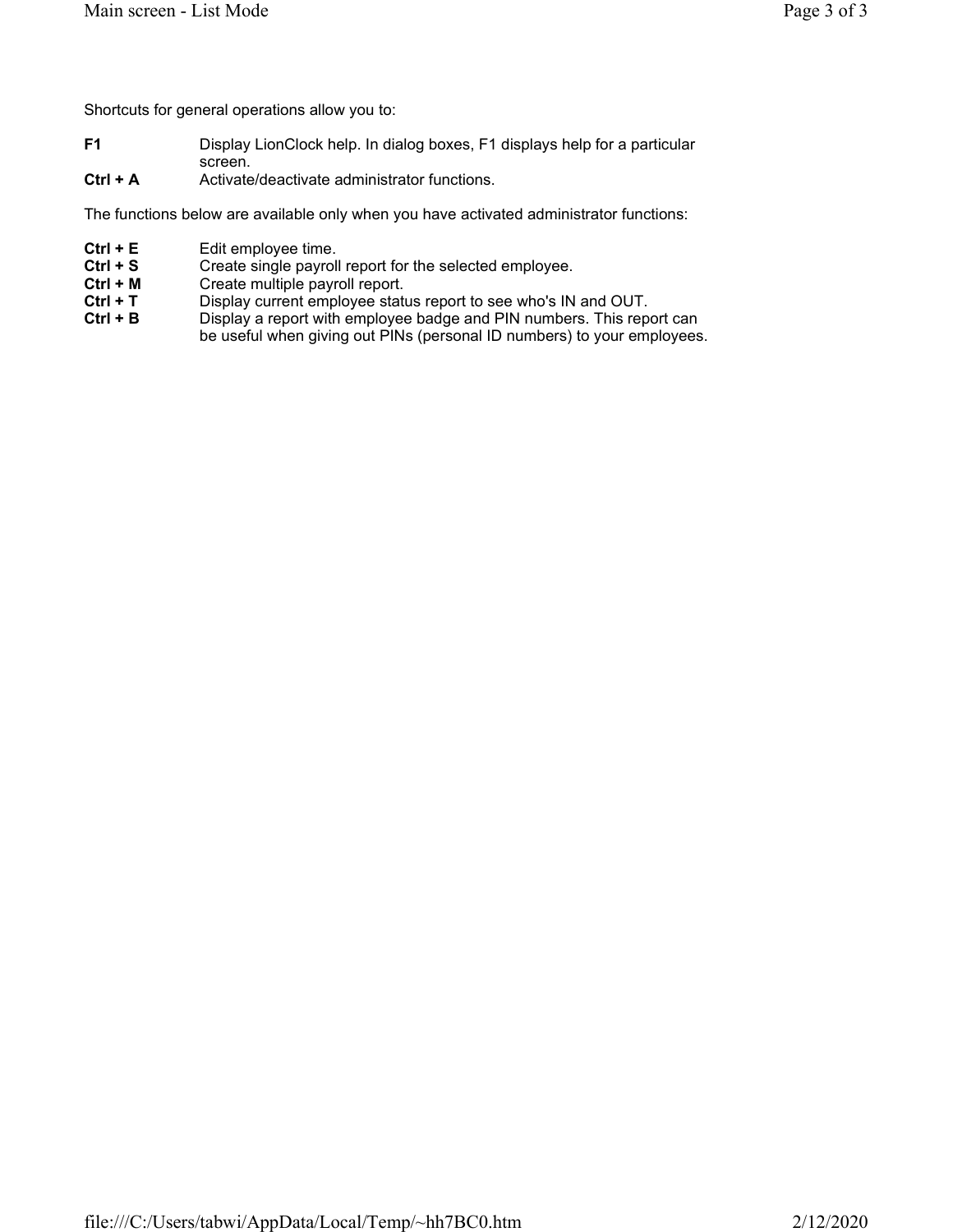Shortcuts for general operations allow you to:

| | |
|---|---|
| **F1** | Display LionClock help. In dialog boxes, F1 displays help for a particular screen. |
| **Ctrl + A** | Activate/deactivate administrator functions. |

The functions below are available only when you have activated administrator functions:

| | |
|---|---|
| **Ctrl + E** | Edit employee time. |
| **Ctrl + S** | Create single payroll report for the selected employee. |
| **Ctrl + M** | Create multiple payroll report. |
| **Ctrl + T** | Display current employee status report to see who's IN and OUT. |
| **Ctrl + B** | Display a report with employee badge and PIN numbers. This report can be useful when giving out PINs (personal ID numbers) to your employees. |